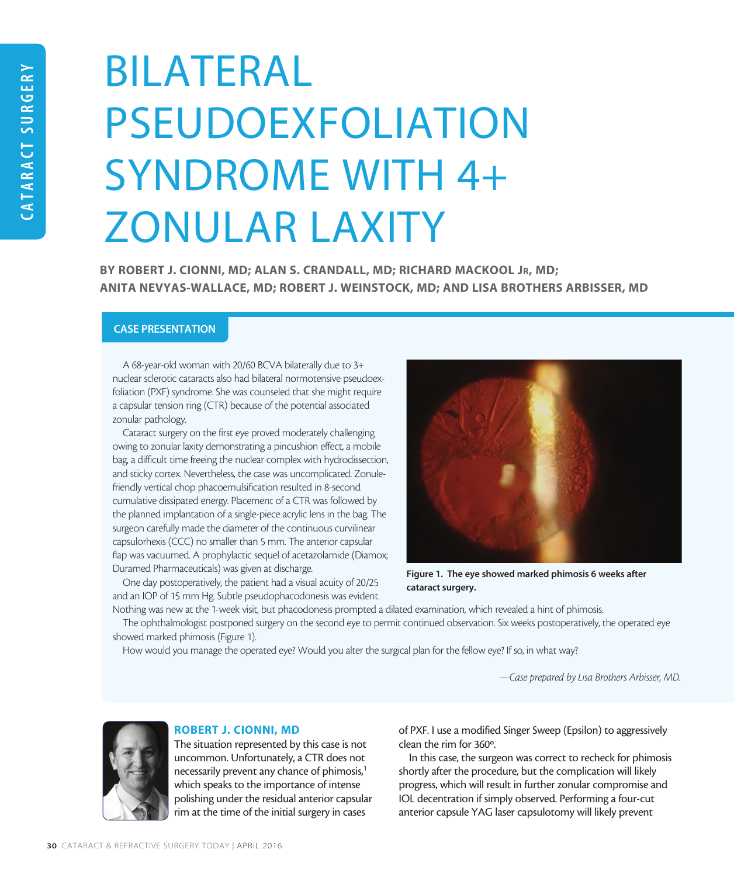# BILATERAL PSEUDOEXFOLIATION SYNDROME WITH 4+ ZONULAR LAXITY

**BY ROBERT J. CIONNI, MD; ALAN S. CRANDALL, MD; RICHARD MACKOOL JR, MD; ANITA NEVYAS-WALLACE, MD; ROBERT J. WEINSTOCK, MD; AND LISA BROTHERS ARBISSER, MD**

## CASE PRESENTATION

A 68-year-old woman with 20/60 BCVA bilaterally due to 3+ nuclear sclerotic cataracts also had bilateral normotensive pseudoexfoliation (PXF) syndrome. She was counseled that she might require a capsular tension ring (CTR) because of the potential associated zonular pathology.

Cataract surgery on the first eye proved moderately challenging owing to zonular laxity demonstrating a pincushion effect, a mobile bag, a difficult time freeing the nuclear complex with hydrodissection, and sticky cortex. Nevertheless, the case was uncomplicated. Zonule-friendly vertical chop phacoemulsification resulted in 8-second cumulative dissipated energy. Placement of a CTR was followed by the planned implantation of a single-piece acrylic lens in the bag. The surgeon carefully made the diameter of the continuous curvilinear capsulorhexis (CCC) no smaller than 5 mm. The anterior capsular flap was vacuumed. A prophylactic sequel of acetazolamide (Diamox; Duramed Pharmaceuticals) was given at discharge.

One day postoperatively, the patient had a visual acuity of 20/25 and an IOP of 15 mm Hg. Subtle pseudophacodonesis was evident. Nothing was new at the 1-week visit, but phacodonesis prompted a dilated examination, which revealed a hint of phimosis.

The ophthalmologist postponed surgery on the second eye to permit continued observation. Six weeks postoperatively, the operated eye showed marked phimosis (Figure 1).

**Figure 1. The eye showed marked phimosis 6 weeks after cataract surgery.**

How would you manage the operated eye? Would you alter the surgical plan for the fellow eye? If so, in what way?

*—Case prepared by Lisa Brothers Arbisser, MD.*

## ROBERT J. CIONNI, MD

The situation represented by this case is not uncommon. Unfortunately, a CTR does not necessarily prevent any chance of phimosis,[1] which speaks to the importance of intense polishing under the residual anterior capsular rim at the time of the initial surgery in cases of PXF. I use a modified Singer Sweep (Epsilon) to aggressively clean the rim for 360°.

In this case, the surgeon was correct to recheck for phimosis shortly after the procedure, but the complication will likely progress, which will result in further zonular compromise and IOL decentration if simply observed. Performing a four-cut anterior capsule YAG laser capsulotomy will likely prevent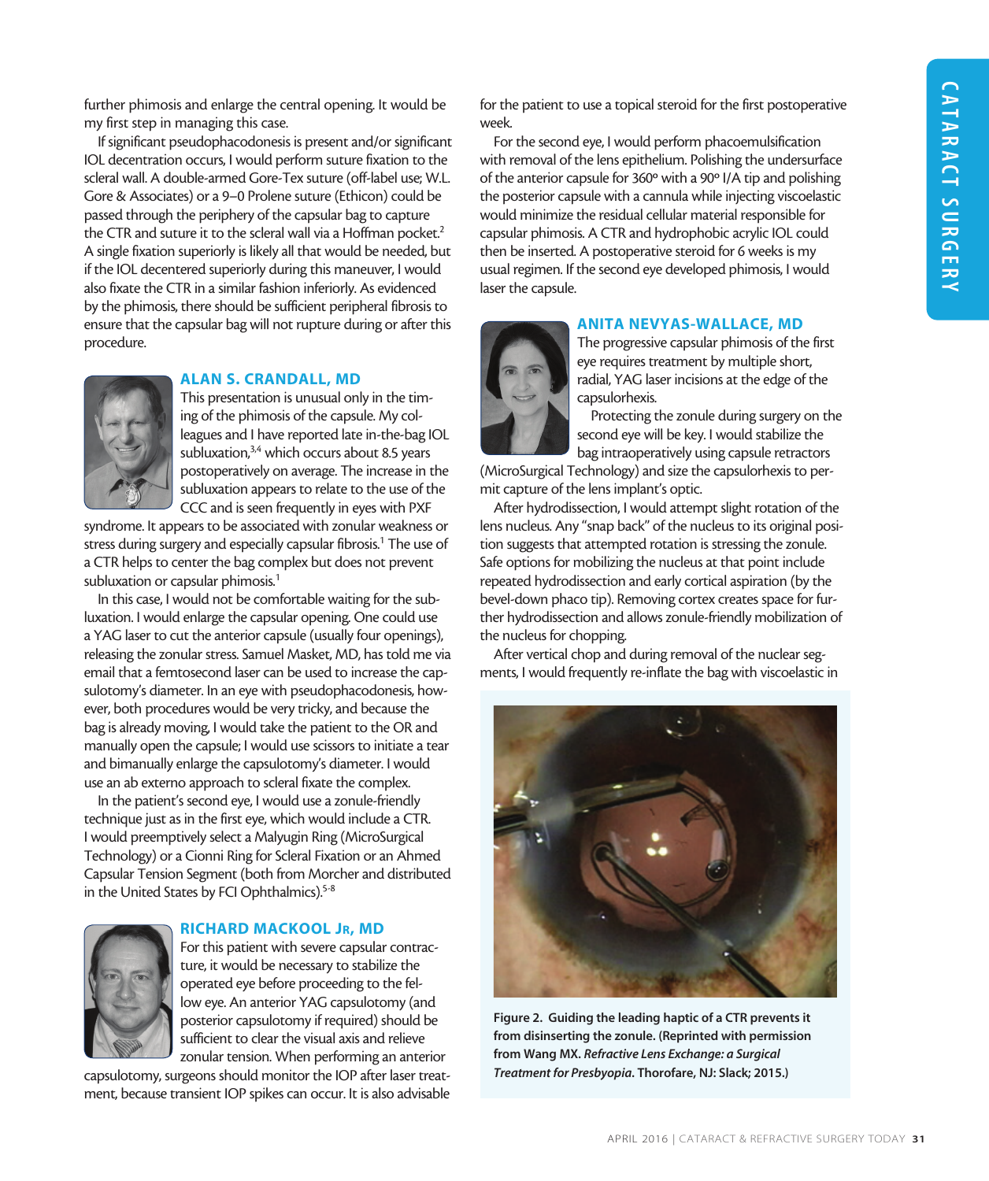further phimosis and enlarge the central opening. It would be my first step in managing this case.

If significant pseudophacodonesis is present and/or significant IOL decentration occurs, I would perform suture fixation to the scleral wall. A double-armed Gore-Tex suture (off-label use; W.L. Gore & Associates) or a 9–0 Prolene suture (Ethicon) could be passed through the periphery of the capsular bag to capture the CTR and suture it to the scleral wall via a Hoffman pocket.[2] A single fixation superiorly is likely all that would be needed, but if the IOL decentered superiorly during this maneuver, I would also fixate the CTR in a similar fashion inferiorly. As evidenced by the phimosis, there should be sufficient peripheral fibrosis to ensure that the capsular bag will not rupture during or after this procedure.

## ALAN S. CRANDALL, MD

This presentation is unusual only in the timing of the phimosis of the capsule. My colleagues and I have reported late in-the-bag IOL subluxation,[3,4] which occurs about 8.5 years postoperatively on average. The increase in the subluxation appears to relate to the use of the CCC and is seen frequently in eyes with PXF syndrome. It appears to be associated with zonular weakness or stress during surgery and especially capsular fibrosis.[1] The use of a CTR helps to center the bag complex but does not prevent subluxation or capsular phimosis.[1]

In this case, I would not be comfortable waiting for the subluxation. I would enlarge the capsular opening. One could use a YAG laser to cut the anterior capsule (usually four openings), releasing the zonular stress. Samuel Masket, MD, has told me via email that a femtosecond laser can be used to increase the capsulotomy's diameter. In an eye with pseudophacodonesis, however, both procedures would be very tricky, and because the bag is already moving, I would take the patient to the OR and manually open the capsule; I would use scissors to initiate a tear and bimanually enlarge the capsulotomy's diameter. I would use an ab externo approach to scleral fixate the complex.

In the patient's second eye, I would use a zonule-friendly technique just as in the first eye, which would include a CTR. I would preemptively select a Malyugin Ring (MicroSurgical Technology) or a Cionni Ring for Scleral Fixation or an Ahmed Capsular Tension Segment (both from Morcher and distributed in the United States by FCI Ophthalmics).[5-8]

## RICHARD MACKOOL JR, MD

For this patient with severe capsular contracture, it would be necessary to stabilize the operated eye before proceeding to the fellow eye. An anterior YAG capsulotomy (and posterior capsulotomy if required) should be sufficient to clear the visual axis and relieve zonular tension. When performing an anterior capsulotomy, surgeons should monitor the IOP after laser treatment, because transient IOP spikes can occur. It is also advisable for the patient to use a topical steroid for the first postoperative week.

For the second eye, I would perform phacoemulsification with removal of the lens epithelium. Polishing the undersurface of the anterior capsule for 360º with a 90º I/A tip and polishing the posterior capsule with a cannula while injecting viscoelastic would minimize the residual cellular material responsible for capsular phimosis. A CTR and hydrophobic acrylic IOL could then be inserted. A postoperative steroid for 6 weeks is my usual regimen. If the second eye developed phimosis, I would laser the capsule.

## ANITA NEVYAS-WALLACE, MD

The progressive capsular phimosis of the first eye requires treatment by multiple short, radial, YAG laser incisions at the edge of the capsulorhexis.

Protecting the zonule during surgery on the second eye will be key. I would stabilize the bag intraoperatively using capsule retractors (MicroSurgical Technology) and size the capsulorhexis to permit capture of the lens implant's optic.

After hydrodissection, I would attempt slight rotation of the lens nucleus. Any "snap back" of the nucleus to its original position suggests that attempted rotation is stressing the zonule. Safe options for mobilizing the nucleus at that point include repeated hydrodissection and early cortical aspiration (by the bevel-down phaco tip). Removing cortex creates space for further hydrodissection and allows zonule-friendly mobilization of the nucleus for chopping.

After vertical chop and during removal of the nuclear segments, I would frequently re-inflate the bag with viscoelastic in

**Figure 2. Guiding the leading haptic of a CTR prevents it from disinserting the zonule. (Reprinted with permission from Wang MX. *Refractive Lens Exchange: a Surgical Treatment for Presbyopia*. Thorofare, NJ: Slack; 2015.)**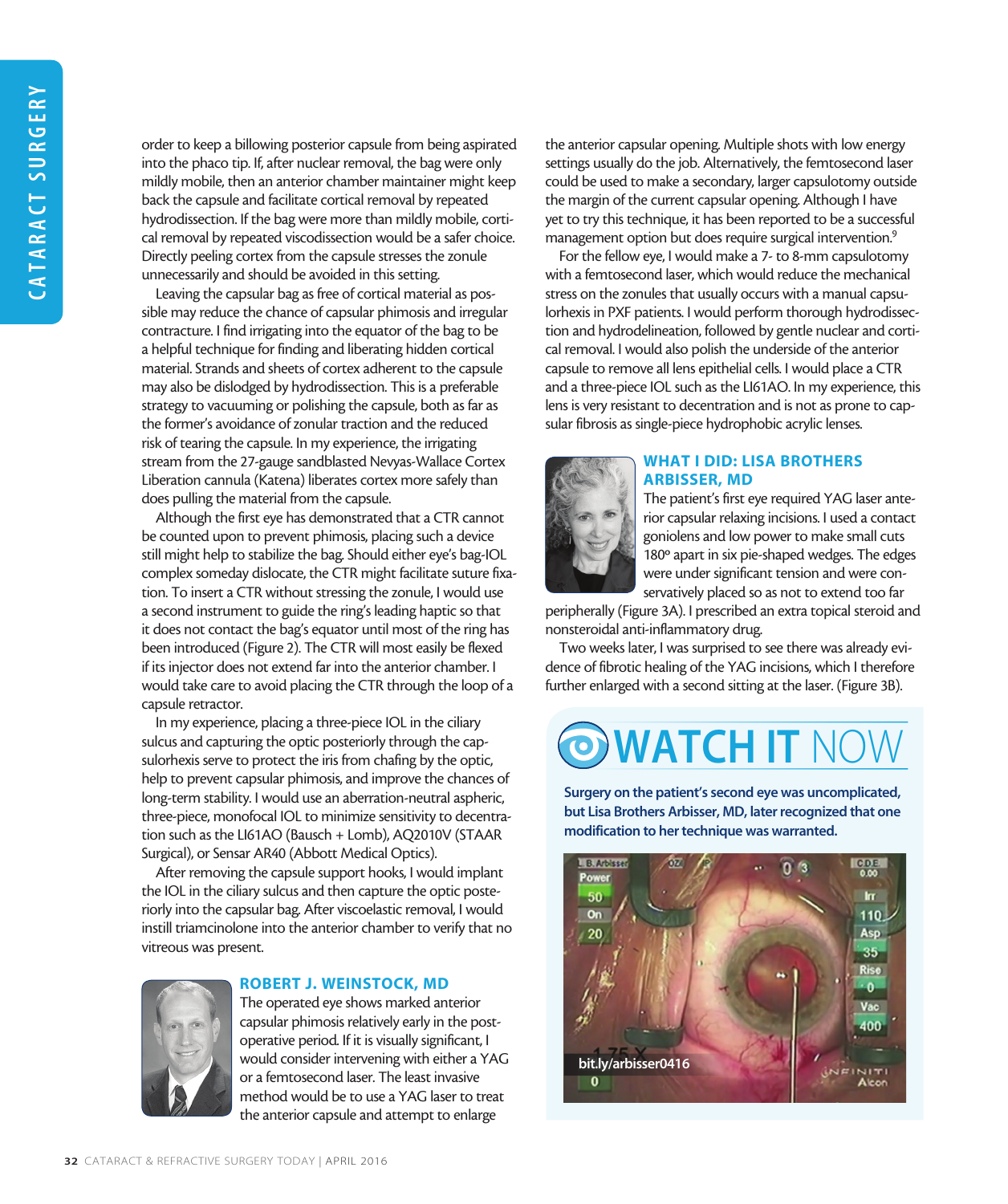order to keep a billowing posterior capsule from being aspirated into the phaco tip. If, after nuclear removal, the bag were only mildly mobile, then an anterior chamber maintainer might keep back the capsule and facilitate cortical removal by repeated hydrodissection. If the bag were more than mildly mobile, cortical removal by repeated viscodissection would be a safer choice. Directly peeling cortex from the capsule stresses the zonule unnecessarily and should be avoided in this setting.

Leaving the capsular bag as free of cortical material as possible may reduce the chance of capsular phimosis and irregular contracture. I find irrigating into the equator of the bag to be a helpful technique for finding and liberating hidden cortical material. Strands and sheets of cortex adherent to the capsule may also be dislodged by hydrodissection. This is a preferable strategy to vacuuming or polishing the capsule, both as far as the former's avoidance of zonular traction and the reduced risk of tearing the capsule. In my experience, the irrigating stream from the 27-gauge sandblasted Nevyas-Wallace Cortex Liberation cannula (Katena) liberates cortex more safely than does pulling the material from the capsule.

Although the first eye has demonstrated that a CTR cannot be counted upon to prevent phimosis, placing such a device still might help to stabilize the bag. Should either eye's bag-IOL complex someday dislocate, the CTR might facilitate suture fixation. To insert a CTR without stressing the zonule, I would use a second instrument to guide the ring's leading haptic so that it does not contact the bag's equator until most of the ring has been introduced (Figure 2). The CTR will most easily be flexed if its injector does not extend far into the anterior chamber. I would take care to avoid placing the CTR through the loop of a capsule retractor.

In my experience, placing a three-piece IOL in the ciliary sulcus and capturing the optic posteriorly through the capsulorhexis serve to protect the iris from chafing by the optic, help to prevent capsular phimosis, and improve the chances of long-term stability. I would use an aberration-neutral aspheric, three-piece, monofocal IOL to minimize sensitivity to decentration such as the LI61AO (Bausch + Lomb), AQ2010V (STAAR Surgical), or Sensar AR40 (Abbott Medical Optics).

After removing the capsule support hooks, I would implant the IOL in the ciliary sulcus and then capture the optic posteriorly into the capsular bag. After viscoelastic removal, I would instill triamcinolone into the anterior chamber to verify that no vitreous was present.

## ROBERT J. WEINSTOCK, MD

The operated eye shows marked anterior capsular phimosis relatively early in the postoperative period. If it is visually significant, I would consider intervening with either a YAG or a femtosecond laser. The least invasive method would be to use a YAG laser to treat the anterior capsule and attempt to enlarge the anterior capsular opening. Multiple shots with low energy settings usually do the job. Alternatively, the femtosecond laser could be used to make a secondary, larger capsulotomy outside the margin of the current capsular opening. Although I have yet to try this technique, it has been reported to be a successful management option but does require surgical intervention.[9]

For the fellow eye, I would make a 7- to 8-mm capsulotomy with a femtosecond laser, which would reduce the mechanical stress on the zonules that usually occurs with a manual capsulorhexis in PXF patients. I would perform thorough hydrodissection and hydrodelineation, followed by gentle nuclear and cortical removal. I would also polish the underside of the anterior capsule to remove all lens epithelial cells. I would place a CTR and a three-piece IOL such as the LI61AO. In my experience, this lens is very resistant to decentration and is not as prone to capsular fibrosis as single-piece hydrophobic acrylic lenses.

## WHAT I DID: LISA BROTHERS ARBISSER, MD

The patient's first eye required YAG laser anterior capsular relaxing incisions. I used a contact goniolens and low power to make small cuts 180º apart in six pie-shaped wedges. The edges were under significant tension and were conservatively placed so as not to extend too far peripherally (Figure 3A). I prescribed an extra topical steroid and nonsteroidal anti-inflammatory drug.

Two weeks later, I was surprised to see there was already evidence of fibrotic healing of the YAG incisions, which I therefore further enlarged with a second sitting at the laser. (Figure 3B).

## WATCH IT NOW

**Surgery on the patient's second eye was uncomplicated, but Lisa Brothers Arbisser, MD, later recognized that one modification to her technique was warranted.**

bit.ly/arbisser0416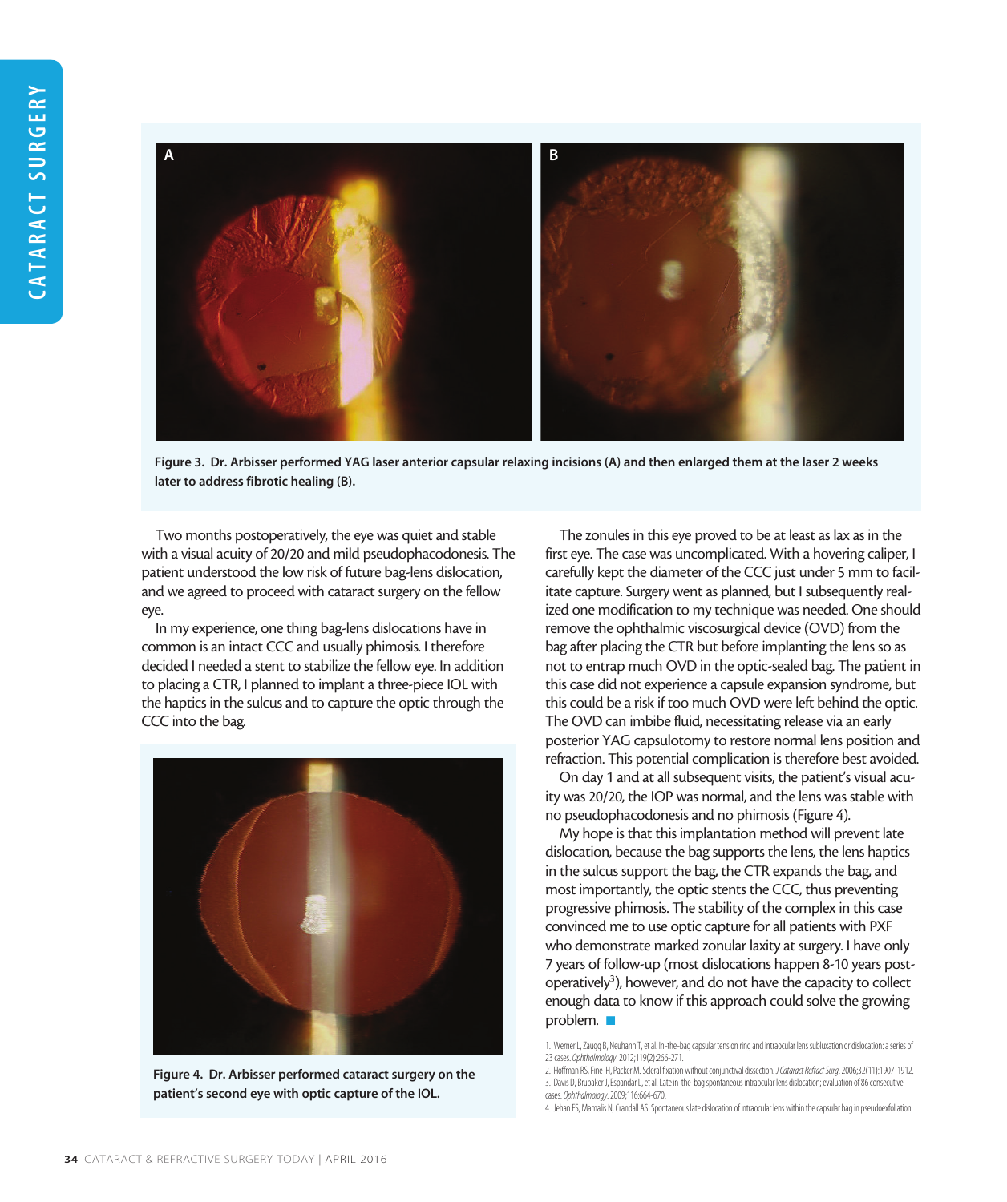Figure 3. Dr. Arbisser performed YAG laser anterior capsular relaxing incisions (A) and then enlarged them at the laser 2 weeks later to address fibrotic healing (B).

Two months postoperatively, the eye was quiet and stable with a visual acuity of 20/20 and mild pseudophacodonesis. The patient understood the low risk of future bag-lens dislocation, and we agreed to proceed with cataract surgery on the fellow eye.

In my experience, one thing bag-lens dislocations have in common is an intact CCC and usually phimosis. I therefore decided I needed a stent to stabilize the fellow eye. In addition to placing a CTR, I planned to implant a three-piece IOL with the haptics in the sulcus and to capture the optic through the CCC into the bag.

Figure 4. Dr. Arbisser performed cataract surgery on the patient's second eye with optic capture of the IOL.

The zonules in this eye proved to be at least as lax as in the first eye. The case was uncomplicated. With a hovering caliper, I carefully kept the diameter of the CCC just under 5 mm to facilitate capture. Surgery went as planned, but I subsequently realized one modification to my technique was needed. One should remove the ophthalmic viscosurgical device (OVD) from the bag after placing the CTR but before implanting the lens so as not to entrap much OVD in the optic-sealed bag. The patient in this case did not experience a capsule expansion syndrome, but this could be a risk if too much OVD were left behind the optic. The OVD can imbibe fluid, necessitating release via an early posterior YAG capsulotomy to restore normal lens position and refraction. This potential complication is therefore best avoided.

On day 1 and at all subsequent visits, the patient's visual acuity was 20/20, the IOP was normal, and the lens was stable with no pseudophacodonesis and no phimosis (Figure 4).

My hope is that this implantation method will prevent late dislocation, because the bag supports the lens, the lens haptics in the sulcus support the bag, the CTR expands the bag, and most importantly, the optic stents the CCC, thus preventing progressive phimosis. The stability of the complex in this case convinced me to use optic capture for all patients with PXF who demonstrate marked zonular laxity at surgery. I have only 7 years of follow-up (most dislocations happen 8-10 years postoperatively[3]), however, and do not have the capacity to collect enough data to know if this approach could solve the growing problem. ■

1. Werner L, Zaugg B, Neuhann T, et al. In-the-bag capsular tension ring and intraocular lens subluxation or dislocation: a series of 23 cases. *Ophthalmology*. 2012;119(2):266-271.
2. Hoffman RS, Fine IH, Packer M. Scleral fixation without conjunctival dissection. *J Cataract Refract Surg*. 2006;32(11):1907-1912.
3. Davis D, Brubaker J, Espandar L, et al. Late in-the-bag spontaneous intraocular lens dislocation; evaluation of 86 consecutive cases. *Ophthalmology*. 2009;116:664-670.
4. Jehan FS, Mamalis N, Crandall AS. Spontaneous late dislocation of intraocular lens within the capsular bag in pseudoexfoliation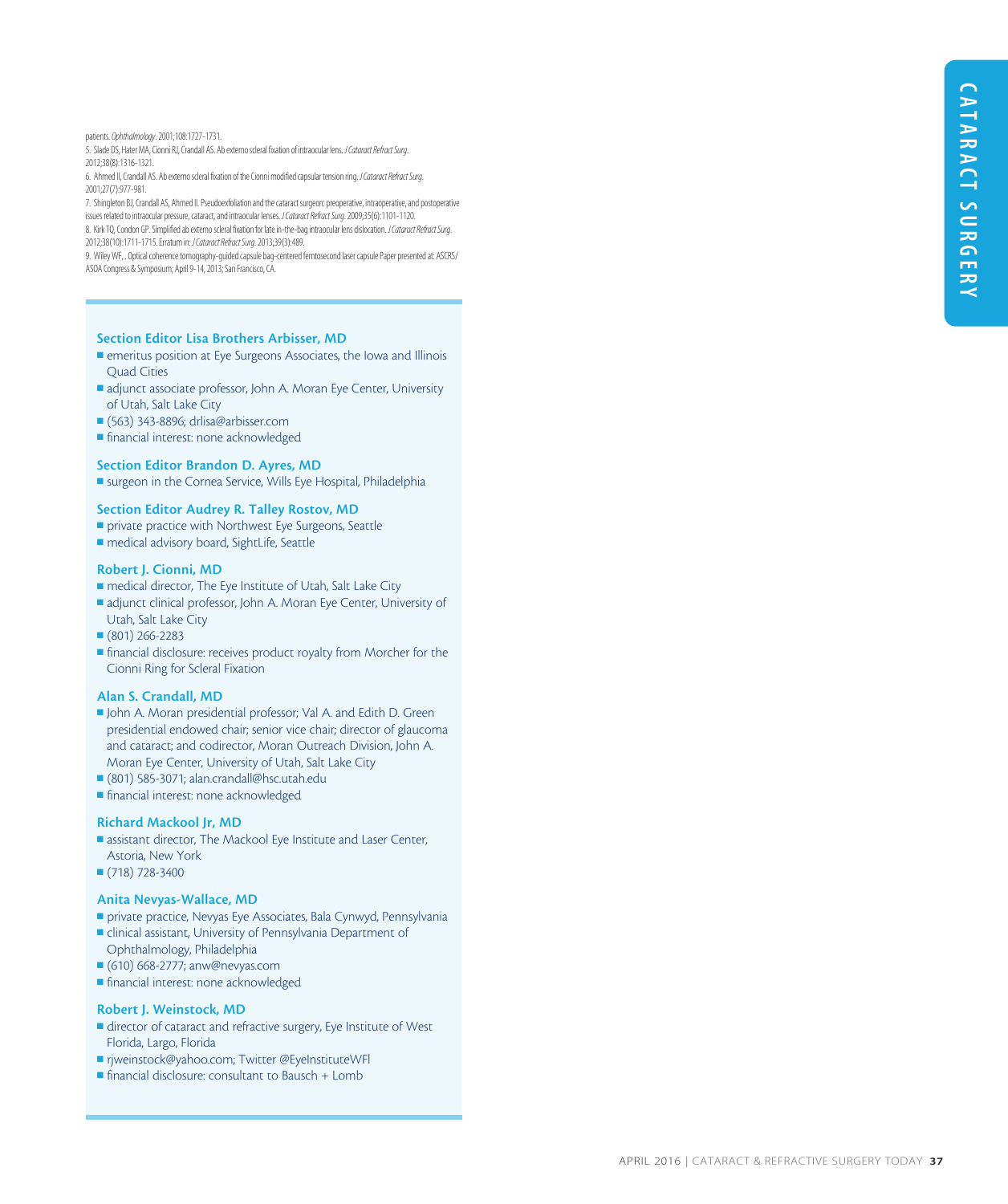patients. *Ophthalmology*. 2001;108:1727-1731.

5. Slade DS, Hater MA, Cionni RJ, Crandall AS. Ab externo scleral fixation of intraocular lens. *J Cataract Refract Surg*. 2012;38(8):1316-1321.

6. Ahmed II, Crandall AS. Ab externo scleral fixation of the Cionni modified capsular tension ring. *J Cataract Refract Surg*. 2001;27(7):977-981.

7. Shingleton BJ, Crandall AS, Ahmed II. Pseudoexfoliation and the cataract surgeon: preoperative, intraoperative, and postoperative issues related to intraocular pressure, cataract, and intraocular lenses. *J Cataract Refract Surg*. 2009;35(6):1101-1120.

8. Kirk TQ, Condon GP. Simplified ab externo scleral fixation for late in-the-bag intraocular lens dislocation. *J Cataract Refract Surg*. 2012;38(10):1711-1715. Erratum in: *J Cataract Refract Surg*. 2013;39(3):489.

9. Wiley WF, . Optical coherence tomography-guided capsule bag-centered femtosecond laser capsule Paper presented at: ASCRS/ASOA Congress & Symposium; April 9-14, 2013; San Francisco, CA.

**Section Editor Lisa Brothers Arbisser, MD**
- emeritus position at Eye Surgeons Associates, the Iowa and Illinois Quad Cities
- adjunct associate professor, John A. Moran Eye Center, University of Utah, Salt Lake City
- (563) 343-8896; drlisa@arbisser.com
- financial interest: none acknowledged

**Section Editor Brandon D. Ayres, MD**
- surgeon in the Cornea Service, Wills Eye Hospital, Philadelphia

**Section Editor Audrey R. Talley Rostov, MD**
- private practice with Northwest Eye Surgeons, Seattle
- medical advisory board, SightLife, Seattle

**Robert J. Cionni, MD**
- medical director, The Eye Institute of Utah, Salt Lake City
- adjunct clinical professor, John A. Moran Eye Center, University of Utah, Salt Lake City
- (801) 266-2283
- financial disclosure: receives product royalty from Morcher for the Cionni Ring for Scleral Fixation

**Alan S. Crandall, MD**
- John A. Moran presidential professor; Val A. and Edith D. Green presidential endowed chair; senior vice chair; director of glaucoma and cataract; and codirector, Moran Outreach Division, John A. Moran Eye Center, University of Utah, Salt Lake City
- (801) 585-3071; alan.crandall@hsc.utah.edu
- financial interest: none acknowledged

**Richard Mackool Jr, MD**
- assistant director, The Mackool Eye Institute and Laser Center, Astoria, New York
- (718) 728-3400

**Anita Nevyas-Wallace, MD**
- private practice, Nevyas Eye Associates, Bala Cynwyd, Pennsylvania
- clinical assistant, University of Pennsylvania Department of Ophthalmology, Philadelphia
- (610) 668-2777; anw@nevyas.com
- financial interest: none acknowledged

**Robert J. Weinstock, MD**
- director of cataract and refractive surgery, Eye Institute of West Florida, Largo, Florida
- rjweinstock@yahoo.com; Twitter @EyeInstituteWFl
- financial disclosure: consultant to Bausch + Lomb